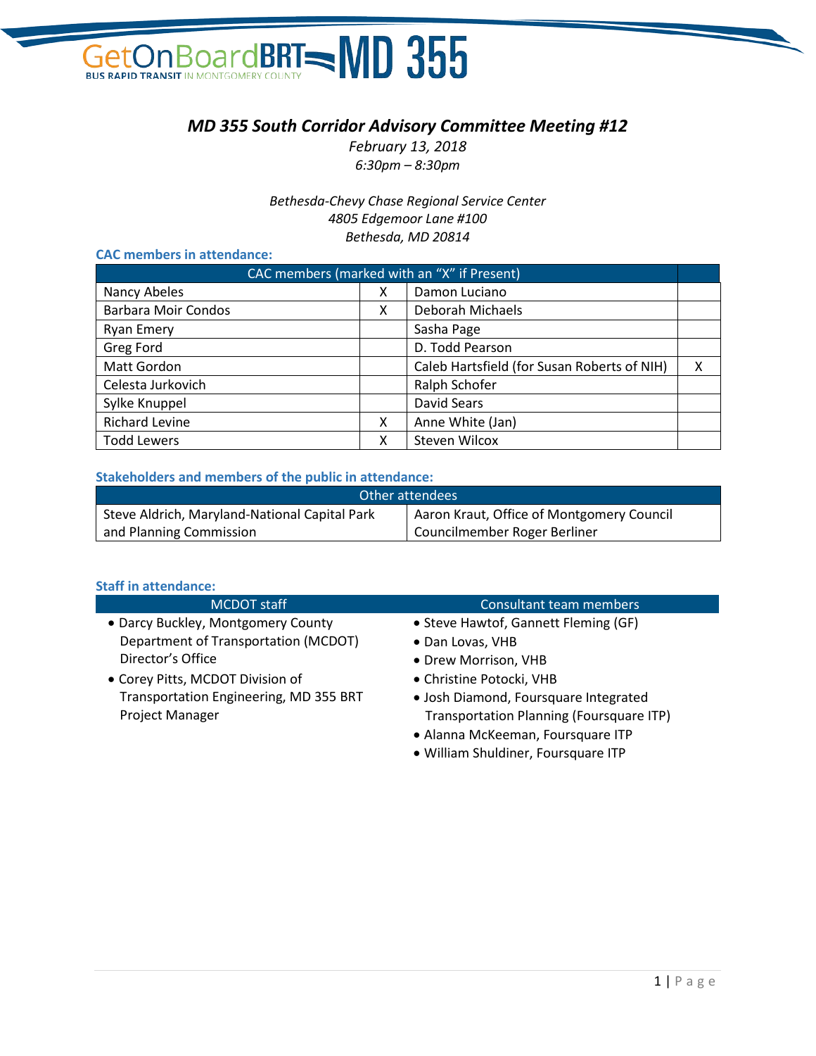# MD 355 South Corridor Advisory Committee Meeting #12

*February 13, 2018*
*6:30pm – 8:30pm*

*Bethesda-Chevy Chase Regional Service Center*
*4805 Edgemoor Lane #100*
*Bethesda, MD 20814*

### CAC members in attendance:

| CAC members (marked with an "X" if Present) | | | |
|---|---|---|---|
| Nancy Abeles | X | Damon Luciano | |
| Barbara Moir Condos | X | Deborah Michaels | |
| Ryan Emery | | Sasha Page | |
| Greg Ford | | D. Todd Pearson | |
| Matt Gordon | | Caleb Hartsfield (for Susan Roberts of NIH) | X |
| Celesta Jurkovich | | Ralph Schofer | |
| Sylke Knuppel | | David Sears | |
| Richard Levine | X | Anne White (Jan) | |
| Todd Lewers | X | Steven Wilcox | |

### Stakeholders and members of the public in attendance:

| Other attendees | |
|---|---|
| Steve Aldrich, Maryland-National Capital Park and Planning Commission | Aaron Kraut, Office of Montgomery Council Councilmember Roger Berliner |

### Staff in attendance:

| MCDOT staff | Consultant team members |
|---|---|
| • Darcy Buckley, Montgomery County Department of Transportation (MCDOT) Director's Office<br>• Corey Pitts, MCDOT Division of Transportation Engineering, MD 355 BRT Project Manager | • Steve Hawtof, Gannett Fleming (GF)<br>• Dan Lovas, VHB<br>• Drew Morrison, VHB<br>• Christine Potocki, VHB<br>• Josh Diamond, Foursquare Integrated Transportation Planning (Foursquare ITP)<br>• Alanna McKeeman, Foursquare ITP<br>• William Shuldiner, Foursquare ITP |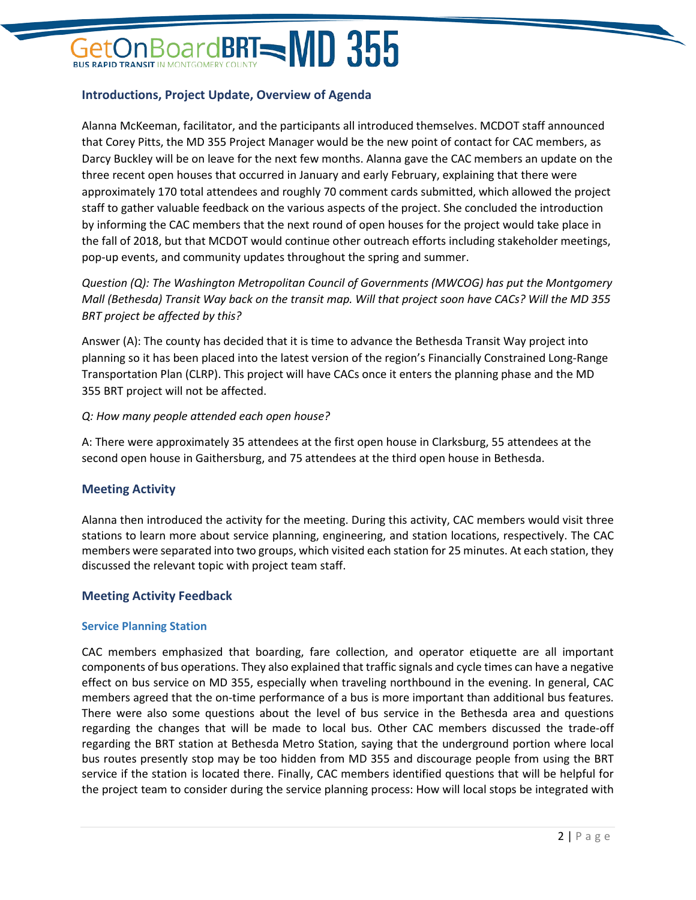## Introductions, Project Update, Overview of Agenda

Alanna McKeeman, facilitator, and the participants all introduced themselves. MCDOT staff announced that Corey Pitts, the MD 355 Project Manager would be the new point of contact for CAC members, as Darcy Buckley will be on leave for the next few months. Alanna gave the CAC members an update on the three recent open houses that occurred in January and early February, explaining that there were approximately 170 total attendees and roughly 70 comment cards submitted, which allowed the project staff to gather valuable feedback on the various aspects of the project. She concluded the introduction by informing the CAC members that the next round of open houses for the project would take place in the fall of 2018, but that MCDOT would continue other outreach efforts including stakeholder meetings, pop-up events, and community updates throughout the spring and summer.

*Question (Q): The Washington Metropolitan Council of Governments (MWCOG) has put the Montgomery Mall (Bethesda) Transit Way back on the transit map. Will that project soon have CACs? Will the MD 355 BRT project be affected by this?*

Answer (A): The county has decided that it is time to advance the Bethesda Transit Way project into planning so it has been placed into the latest version of the region's Financially Constrained Long-Range Transportation Plan (CLRP). This project will have CACs once it enters the planning phase and the MD 355 BRT project will not be affected.

*Q: How many people attended each open house?*

A: There were approximately 35 attendees at the first open house in Clarksburg, 55 attendees at the second open house in Gaithersburg, and 75 attendees at the third open house in Bethesda.

## Meeting Activity

Alanna then introduced the activity for the meeting. During this activity, CAC members would visit three stations to learn more about service planning, engineering, and station locations, respectively. The CAC members were separated into two groups, which visited each station for 25 minutes. At each station, they discussed the relevant topic with project team staff.

## Meeting Activity Feedback

### Service Planning Station

CAC members emphasized that boarding, fare collection, and operator etiquette are all important components of bus operations. They also explained that traffic signals and cycle times can have a negative effect on bus service on MD 355, especially when traveling northbound in the evening. In general, CAC members agreed that the on-time performance of a bus is more important than additional bus features. There were also some questions about the level of bus service in the Bethesda area and questions regarding the changes that will be made to local bus. Other CAC members discussed the trade-off regarding the BRT station at Bethesda Metro Station, saying that the underground portion where local bus routes presently stop may be too hidden from MD 355 and discourage people from using the BRT service if the station is located there. Finally, CAC members identified questions that will be helpful for the project team to consider during the service planning process: How will local stops be integrated with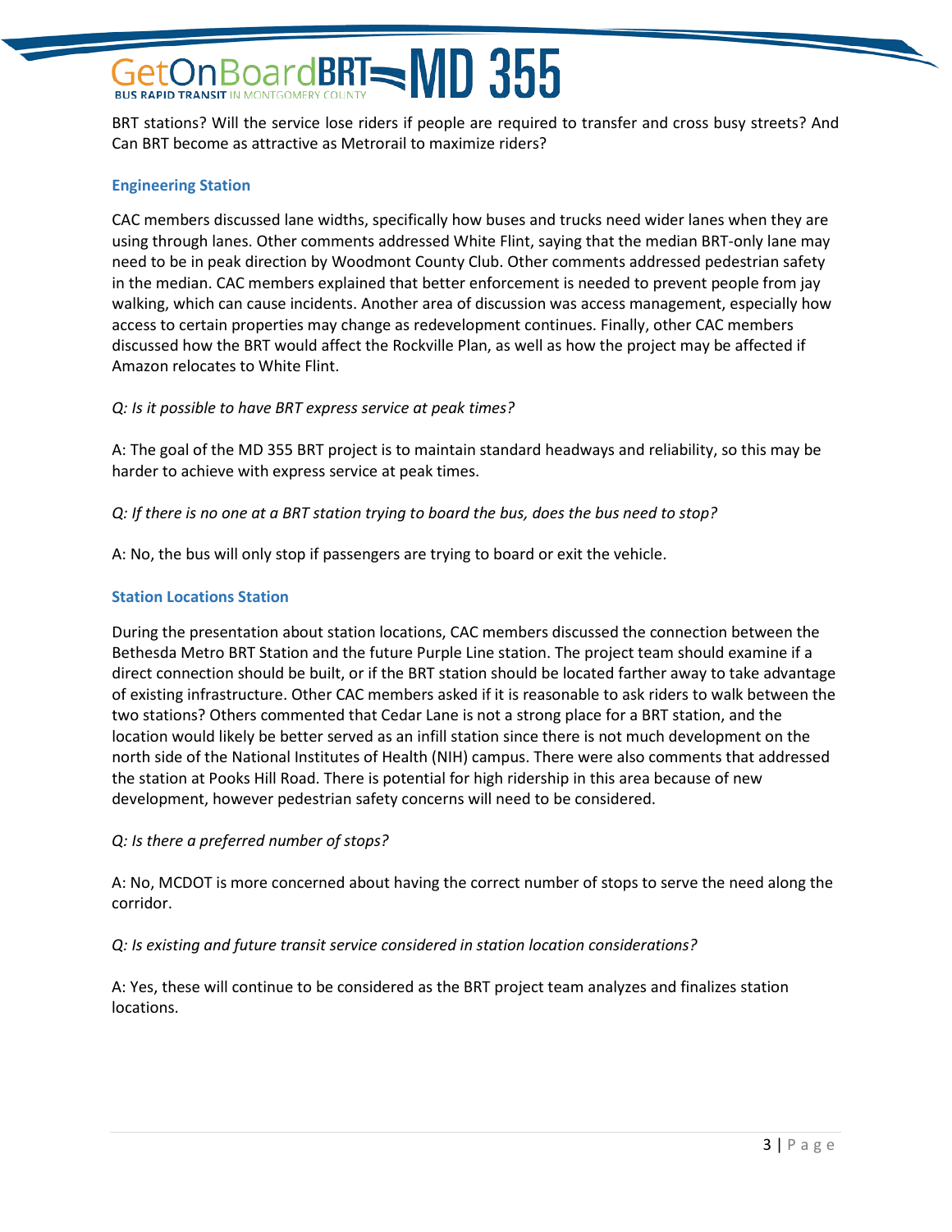BRT stations? Will the service lose riders if people are required to transfer and cross busy streets? And Can BRT become as attractive as Metrorail to maximize riders?

### Engineering Station

CAC members discussed lane widths, specifically how buses and trucks need wider lanes when they are using through lanes. Other comments addressed White Flint, saying that the median BRT-only lane may need to be in peak direction by Woodmont County Club. Other comments addressed pedestrian safety in the median. CAC members explained that better enforcement is needed to prevent people from jay walking, which can cause incidents. Another area of discussion was access management, especially how access to certain properties may change as redevelopment continues. Finally, other CAC members discussed how the BRT would affect the Rockville Plan, as well as how the project may be affected if Amazon relocates to White Flint.

*Q: Is it possible to have BRT express service at peak times?*

A: The goal of the MD 355 BRT project is to maintain standard headways and reliability, so this may be harder to achieve with express service at peak times.

*Q: If there is no one at a BRT station trying to board the bus, does the bus need to stop?*

A: No, the bus will only stop if passengers are trying to board or exit the vehicle.

### Station Locations Station

During the presentation about station locations, CAC members discussed the connection between the Bethesda Metro BRT Station and the future Purple Line station. The project team should examine if a direct connection should be built, or if the BRT station should be located farther away to take advantage of existing infrastructure. Other CAC members asked if it is reasonable to ask riders to walk between the two stations? Others commented that Cedar Lane is not a strong place for a BRT station, and the location would likely be better served as an infill station since there is not much development on the north side of the National Institutes of Health (NIH) campus. There were also comments that addressed the station at Pooks Hill Road. There is potential for high ridership in this area because of new development, however pedestrian safety concerns will need to be considered.

*Q: Is there a preferred number of stops?*

A: No, MCDOT is more concerned about having the correct number of stops to serve the need along the corridor.

*Q: Is existing and future transit service considered in station location considerations?*

A: Yes, these will continue to be considered as the BRT project team analyzes and finalizes station locations.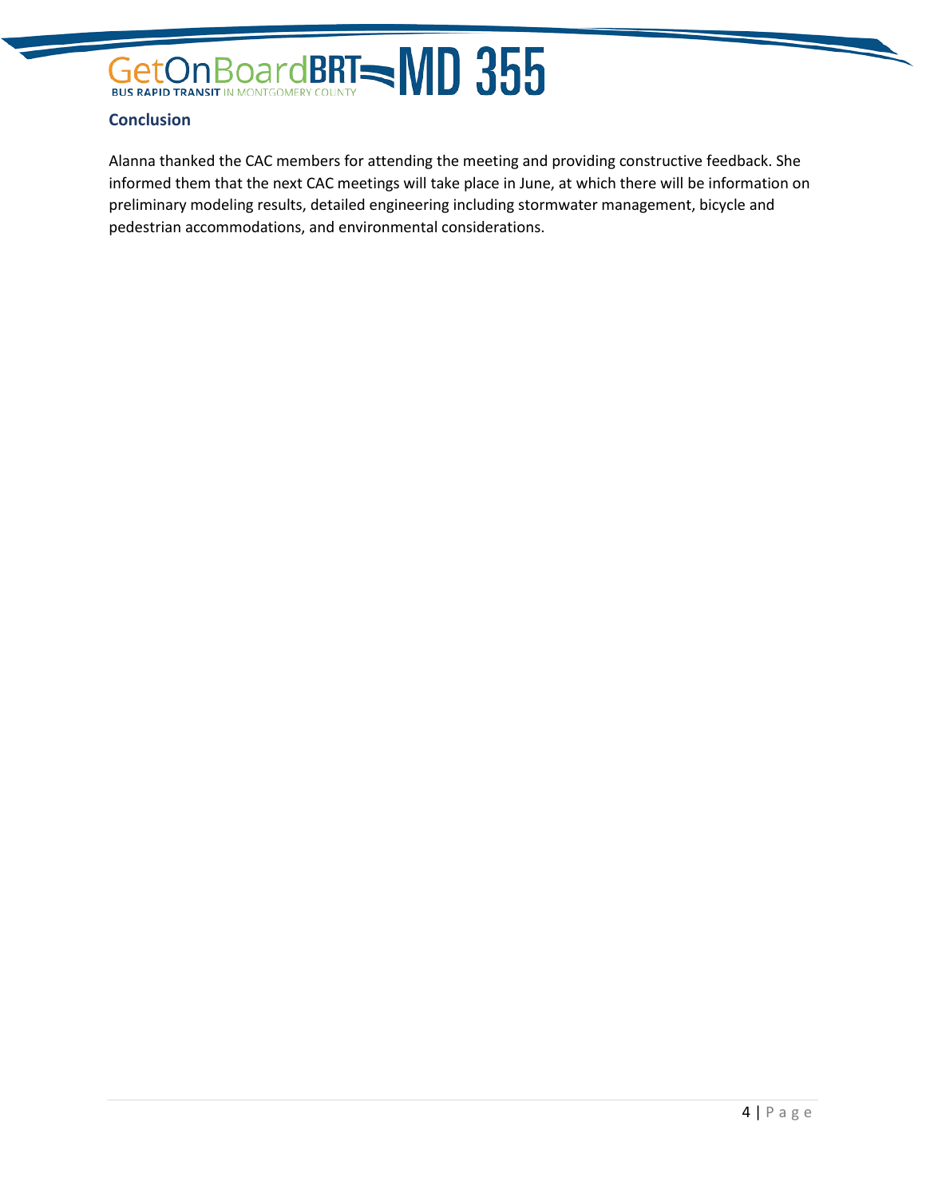### Conclusion

Alanna thanked the CAC members for attending the meeting and providing constructive feedback. She informed them that the next CAC meetings will take place in June, at which there will be information on preliminary modeling results, detailed engineering including stormwater management, bicycle and pedestrian accommodations, and environmental considerations.